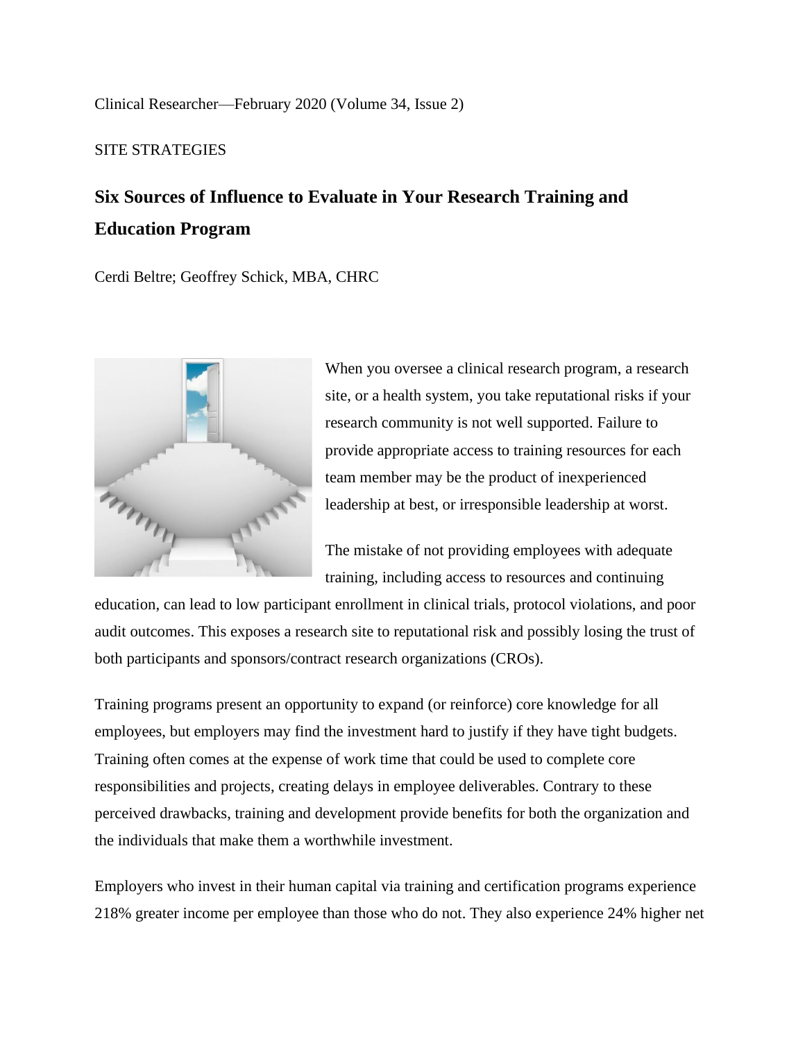Clinical Researcher—February 2020 (Volume 34, Issue 2)

SITE STRATEGIES

# Six Sources of Influence to Evaluate in Your Research Training and Education Program

Cerdi Beltre; Geoffrey Schick, MBA, CHRC

When you oversee a clinical research program, a research site, or a health system, you take reputational risks if your research community is not well supported. Failure to provide appropriate access to training resources for each team member may be the product of inexperienced leadership at best, or irresponsible leadership at worst.

The mistake of not providing employees with adequate training, including access to resources and continuing education, can lead to low participant enrollment in clinical trials, protocol violations, and poor audit outcomes. This exposes a research site to reputational risk and possibly losing the trust of both participants and sponsors/contract research organizations (CROs).

Training programs present an opportunity to expand (or reinforce) core knowledge for all employees, but employers may find the investment hard to justify if they have tight budgets. Training often comes at the expense of work time that could be used to complete core responsibilities and projects, creating delays in employee deliverables. Contrary to these perceived drawbacks, training and development provide benefits for both the organization and the individuals that make them a worthwhile investment.

Employers who invest in their human capital via training and certification programs experience 218% greater income per employee than those who do not. They also experience 24% higher net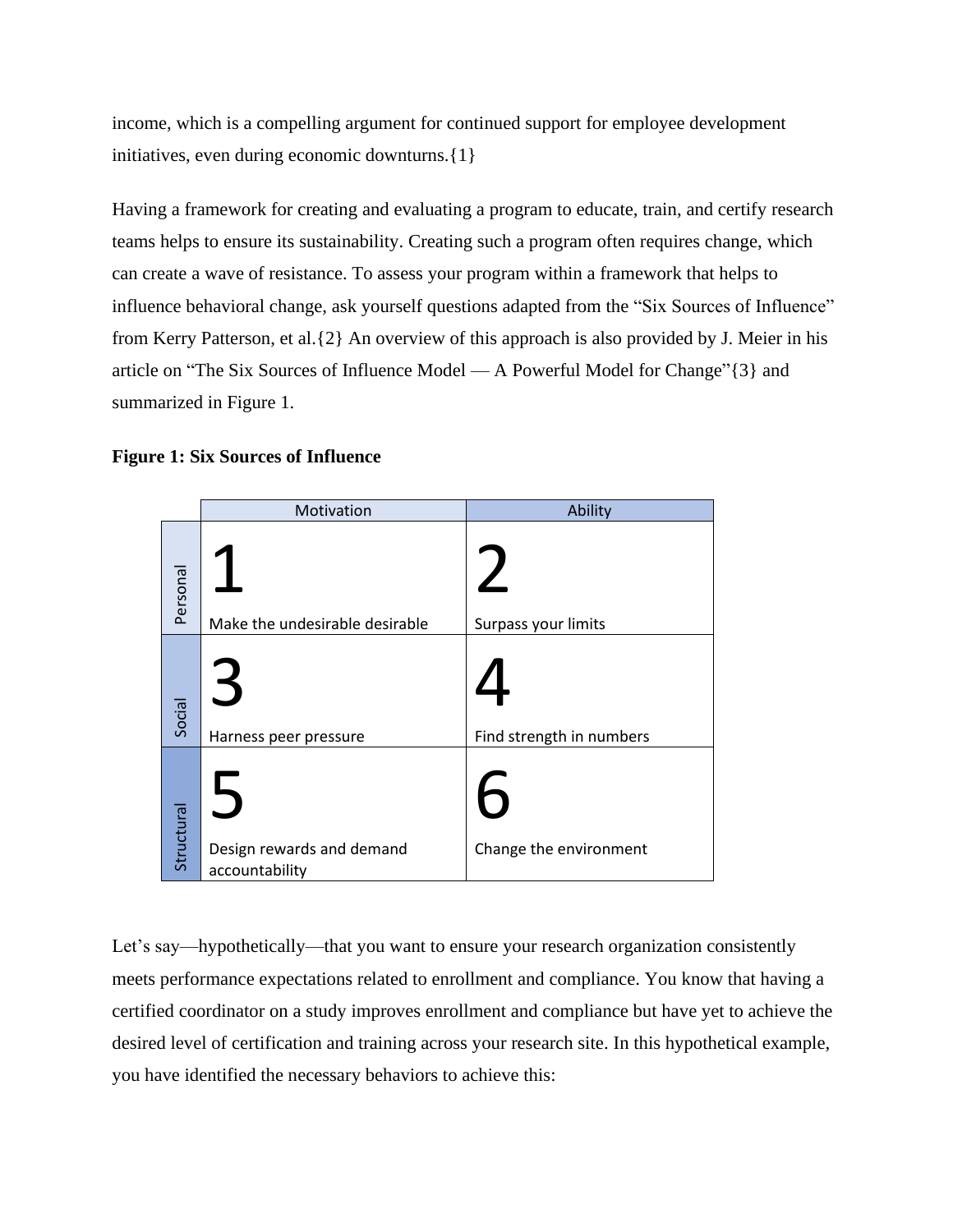income, which is a compelling argument for continued support for employee development initiatives, even during economic downturns.{1}

Having a framework for creating and evaluating a program to educate, train, and certify research teams helps to ensure its sustainability. Creating such a program often requires change, which can create a wave of resistance. To assess your program within a framework that helps to influence behavioral change, ask yourself questions adapted from the "Six Sources of Influence" from Kerry Patterson, et al.{2} An overview of this approach is also provided by J. Meier in his article on "The Six Sources of Influence Model — A Powerful Model for Change"{3} and summarized in Figure 1.

**Figure 1: Six Sources of Influence**

| | Motivation | Ability |
|---|---|---|
| Personal | 1<br>Make the undesirable desirable | 2<br>Surpass your limits |
| Social | 3<br>Harness peer pressure | 4<br>Find strength in numbers |
| Structural | 5<br>Design rewards and demand accountability | 6<br>Change the environment |

Let's say—hypothetically—that you want to ensure your research organization consistently meets performance expectations related to enrollment and compliance. You know that having a certified coordinator on a study improves enrollment and compliance but have yet to achieve the desired level of certification and training across your research site. In this hypothetical example, you have identified the necessary behaviors to achieve this: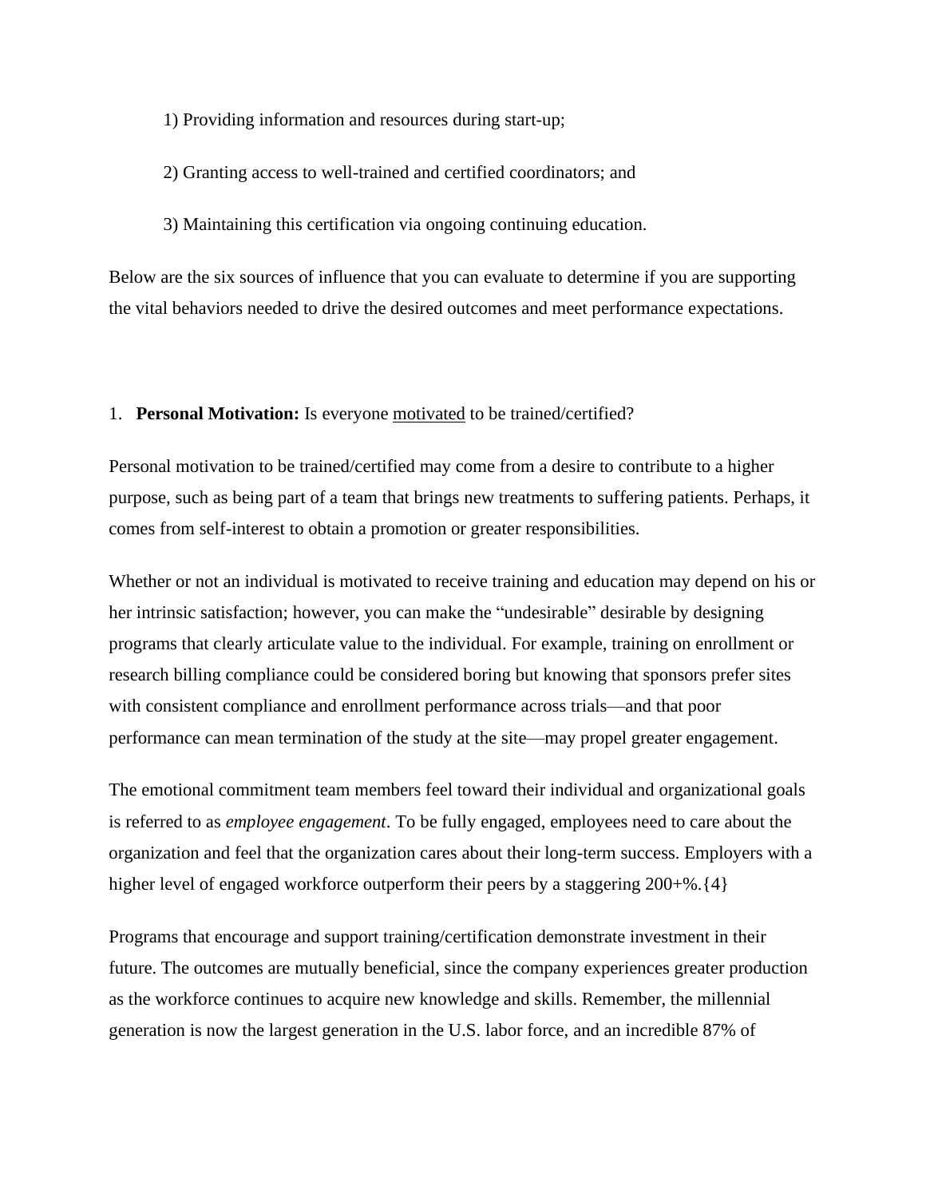1) Providing information and resources during start-up;

2) Granting access to well-trained and certified coordinators; and

3) Maintaining this certification via ongoing continuing education.

Below are the six sources of influence that you can evaluate to determine if you are supporting the vital behaviors needed to drive the desired outcomes and meet performance expectations.

1. **Personal Motivation:** Is everyone motivated to be trained/certified?

Personal motivation to be trained/certified may come from a desire to contribute to a higher purpose, such as being part of a team that brings new treatments to suffering patients. Perhaps, it comes from self-interest to obtain a promotion or greater responsibilities.

Whether or not an individual is motivated to receive training and education may depend on his or her intrinsic satisfaction; however, you can make the "undesirable" desirable by designing programs that clearly articulate value to the individual. For example, training on enrollment or research billing compliance could be considered boring but knowing that sponsors prefer sites with consistent compliance and enrollment performance across trials—and that poor performance can mean termination of the study at the site—may propel greater engagement.

The emotional commitment team members feel toward their individual and organizational goals is referred to as *employee engagement*. To be fully engaged, employees need to care about the organization and feel that the organization cares about their long-term success. Employers with a higher level of engaged workforce outperform their peers by a staggering 200+%.{4}

Programs that encourage and support training/certification demonstrate investment in their future. The outcomes are mutually beneficial, since the company experiences greater production as the workforce continues to acquire new knowledge and skills. Remember, the millennial generation is now the largest generation in the U.S. labor force, and an incredible 87% of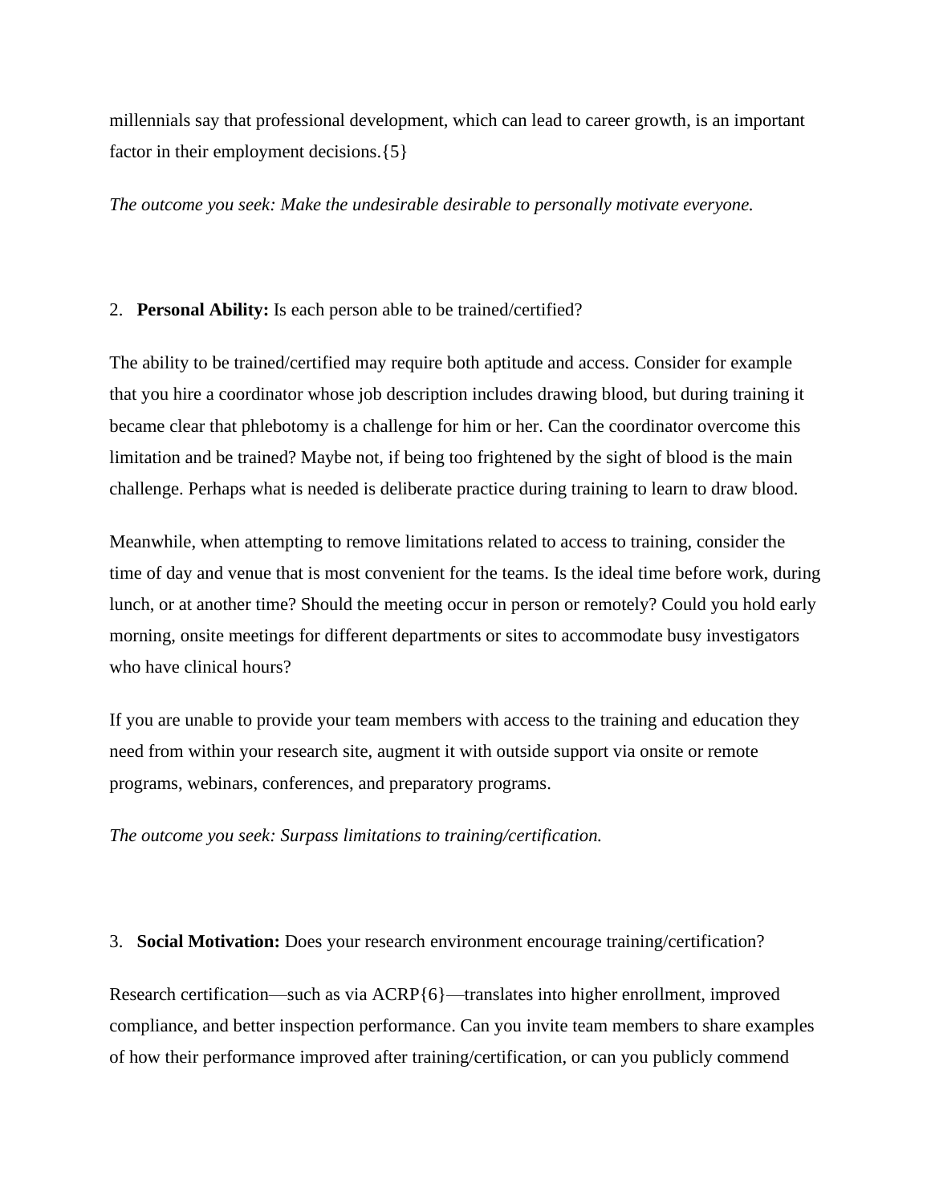millennials say that professional development, which can lead to career growth, is an important factor in their employment decisions.{5}

*The outcome you seek: Make the undesirable desirable to personally motivate everyone.*

2. **Personal Ability:** Is each person able to be trained/certified?

The ability to be trained/certified may require both aptitude and access. Consider for example that you hire a coordinator whose job description includes drawing blood, but during training it became clear that phlebotomy is a challenge for him or her. Can the coordinator overcome this limitation and be trained? Maybe not, if being too frightened by the sight of blood is the main challenge. Perhaps what is needed is deliberate practice during training to learn to draw blood.

Meanwhile, when attempting to remove limitations related to access to training, consider the time of day and venue that is most convenient for the teams. Is the ideal time before work, during lunch, or at another time? Should the meeting occur in person or remotely? Could you hold early morning, onsite meetings for different departments or sites to accommodate busy investigators who have clinical hours?

If you are unable to provide your team members with access to the training and education they need from within your research site, augment it with outside support via onsite or remote programs, webinars, conferences, and preparatory programs.

*The outcome you seek: Surpass limitations to training/certification.*

3. **Social Motivation:** Does your research environment encourage training/certification?

Research certification—such as via ACRP{6}—translates into higher enrollment, improved compliance, and better inspection performance. Can you invite team members to share examples of how their performance improved after training/certification, or can you publicly commend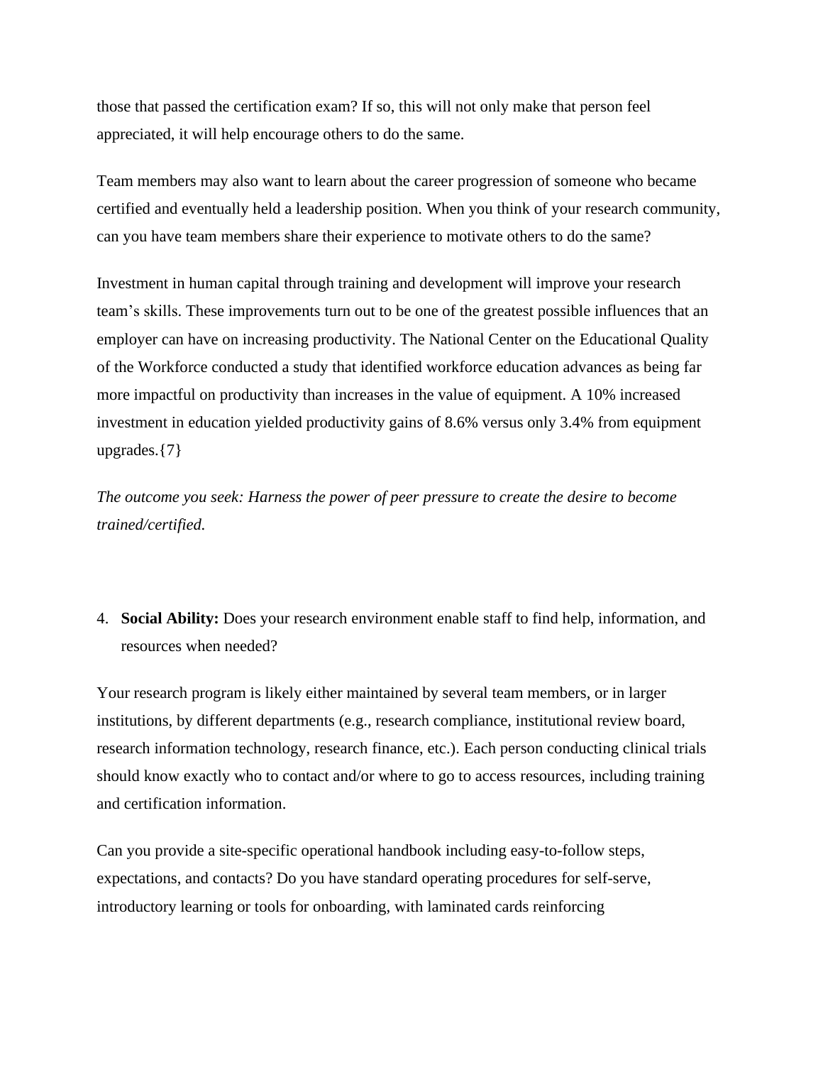those that passed the certification exam? If so, this will not only make that person feel appreciated, it will help encourage others to do the same.

Team members may also want to learn about the career progression of someone who became certified and eventually held a leadership position. When you think of your research community, can you have team members share their experience to motivate others to do the same?

Investment in human capital through training and development will improve your research team's skills. These improvements turn out to be one of the greatest possible influences that an employer can have on increasing productivity. The National Center on the Educational Quality of the Workforce conducted a study that identified workforce education advances as being far more impactful on productivity than increases in the value of equipment. A 10% increased investment in education yielded productivity gains of 8.6% versus only 3.4% from equipment upgrades.{7}

*The outcome you seek: Harness the power of peer pressure to create the desire to become trained/certified.*

4. **Social Ability:** Does your research environment enable staff to find help, information, and resources when needed?

Your research program is likely either maintained by several team members, or in larger institutions, by different departments (e.g., research compliance, institutional review board, research information technology, research finance, etc.). Each person conducting clinical trials should know exactly who to contact and/or where to go to access resources, including training and certification information.

Can you provide a site-specific operational handbook including easy-to-follow steps, expectations, and contacts? Do you have standard operating procedures for self-serve, introductory learning or tools for onboarding, with laminated cards reinforcing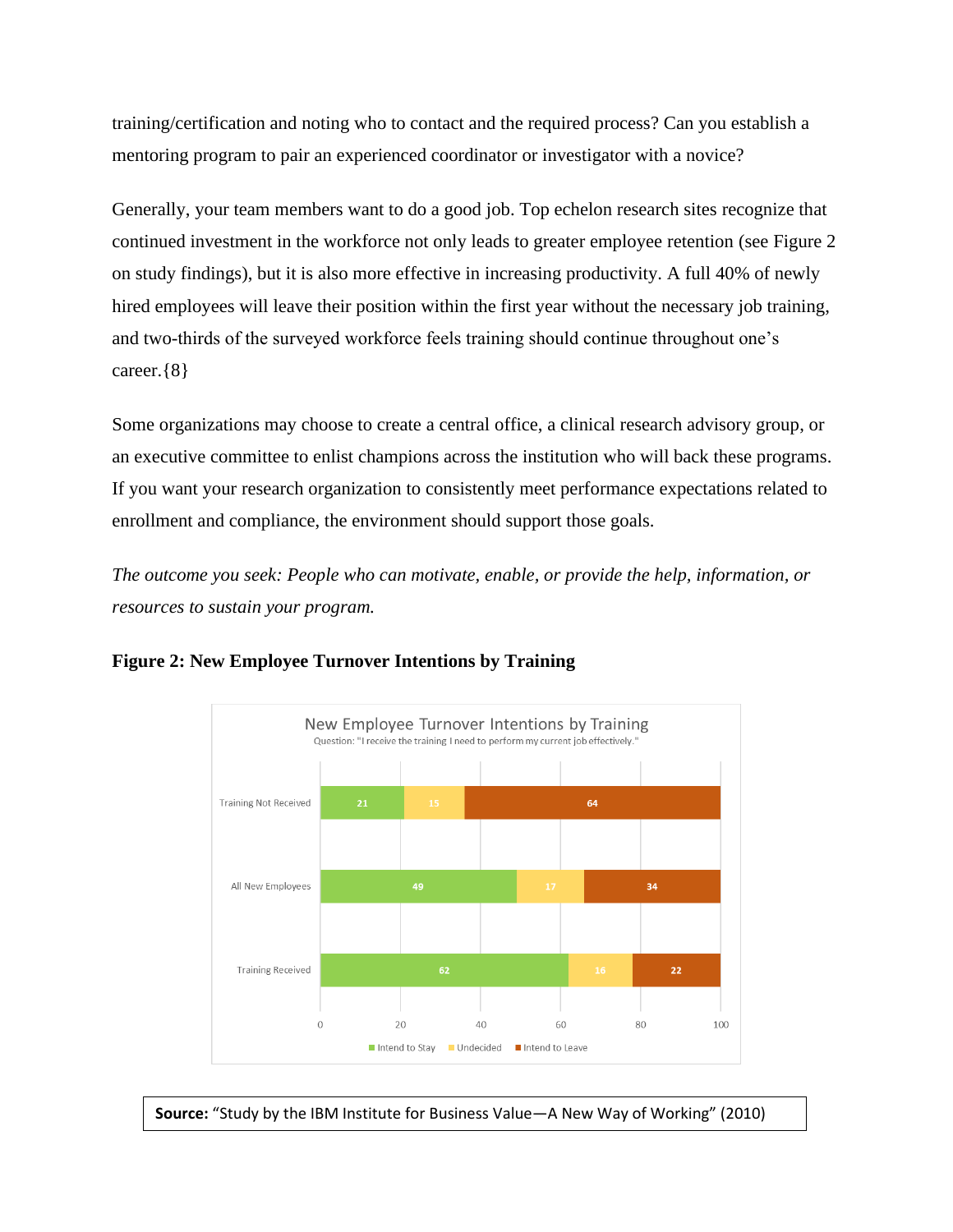training/certification and noting who to contact and the required process? Can you establish a mentoring program to pair an experienced coordinator or investigator with a novice?

Generally, your team members want to do a good job. Top echelon research sites recognize that continued investment in the workforce not only leads to greater employee retention (see Figure 2 on study findings), but it is also more effective in increasing productivity. A full 40% of newly hired employees will leave their position within the first year without the necessary job training, and two-thirds of the surveyed workforce feels training should continue throughout one's career.{8}

Some organizations may choose to create a central office, a clinical research advisory group, or an executive committee to enlist champions across the institution who will back these programs. If you want your research organization to consistently meet performance expectations related to enrollment and compliance, the environment should support those goals.

*The outcome you seek: People who can motivate, enable, or provide the help, information, or resources to sustain your program.*

**Figure 2: New Employee Turnover Intentions by Training**

New Employee Turnover Intentions by Training

Question: "I receive the training I need to perform my current job effectively."

| | Intend to Stay | Undecided | Intend to Leave |
|---|---|---|---|
| Training Not Received | 21 | 15 | 64 |
| All New Employees | 49 | 17 | 34 |
| Training Received | 62 | 16 | 22 |

**Source:** "Study by the IBM Institute for Business Value—A New Way of Working" (2010)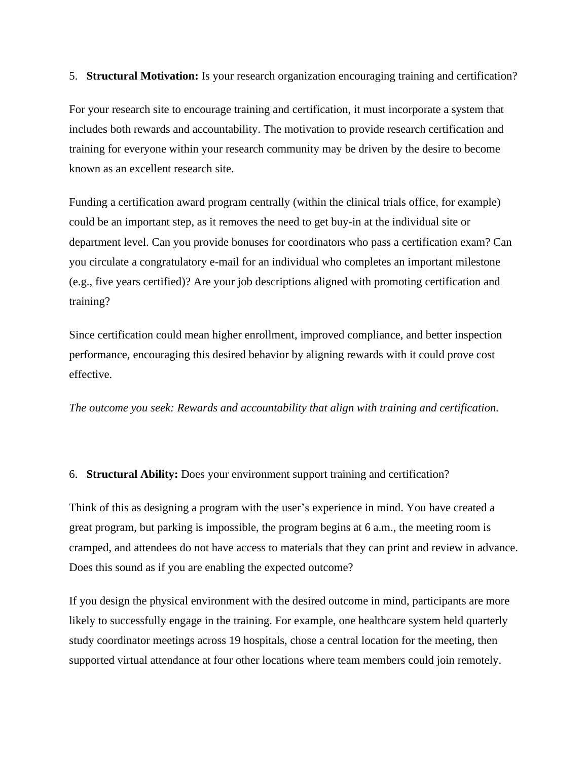5. **Structural Motivation:** Is your research organization encouraging training and certification?

For your research site to encourage training and certification, it must incorporate a system that includes both rewards and accountability. The motivation to provide research certification and training for everyone within your research community may be driven by the desire to become known as an excellent research site.

Funding a certification award program centrally (within the clinical trials office, for example) could be an important step, as it removes the need to get buy-in at the individual site or department level. Can you provide bonuses for coordinators who pass a certification exam? Can you circulate a congratulatory e-mail for an individual who completes an important milestone (e.g., five years certified)? Are your job descriptions aligned with promoting certification and training?

Since certification could mean higher enrollment, improved compliance, and better inspection performance, encouraging this desired behavior by aligning rewards with it could prove cost effective.

*The outcome you seek: Rewards and accountability that align with training and certification.*

6. **Structural Ability:** Does your environment support training and certification?

Think of this as designing a program with the user's experience in mind. You have created a great program, but parking is impossible, the program begins at 6 a.m., the meeting room is cramped, and attendees do not have access to materials that they can print and review in advance. Does this sound as if you are enabling the expected outcome?

If you design the physical environment with the desired outcome in mind, participants are more likely to successfully engage in the training. For example, one healthcare system held quarterly study coordinator meetings across 19 hospitals, chose a central location for the meeting, then supported virtual attendance at four other locations where team members could join remotely.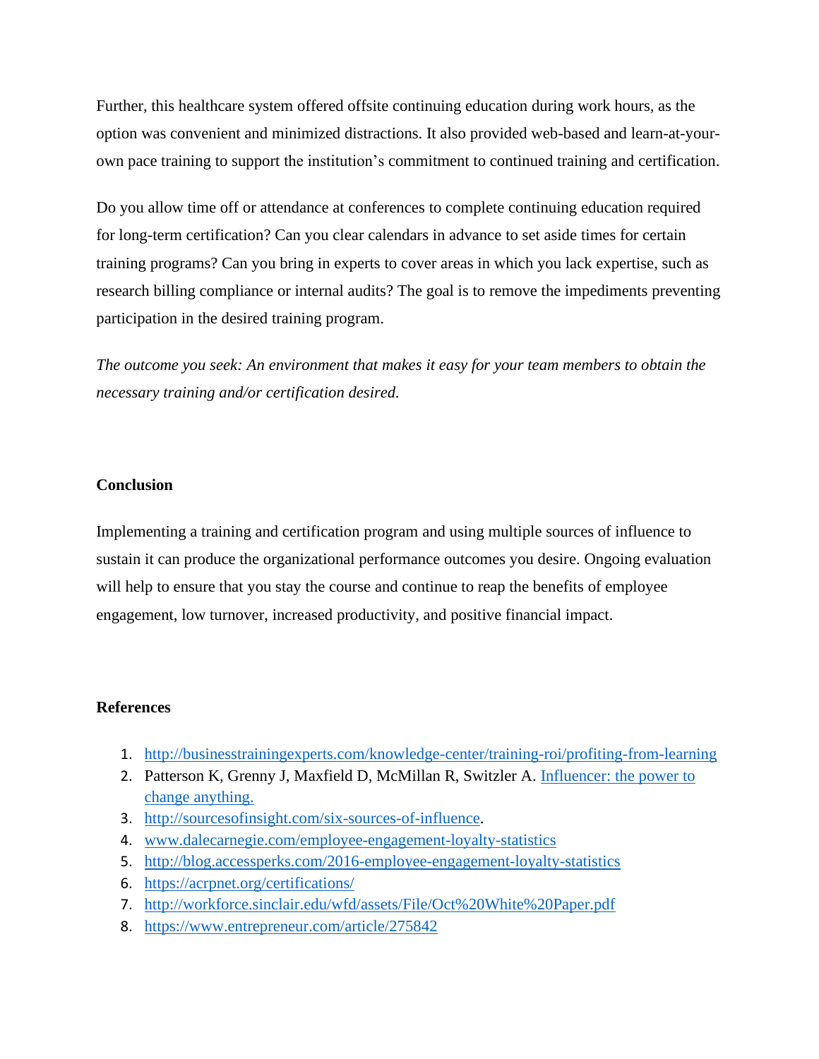Further, this healthcare system offered offsite continuing education during work hours, as the option was convenient and minimized distractions. It also provided web-based and learn-at-your-own pace training to support the institution's commitment to continued training and certification.

Do you allow time off or attendance at conferences to complete continuing education required for long-term certification? Can you clear calendars in advance to set aside times for certain training programs? Can you bring in experts to cover areas in which you lack expertise, such as research billing compliance or internal audits? The goal is to remove the impediments preventing participation in the desired training program.

*The outcome you seek: An environment that makes it easy for your team members to obtain the necessary training and/or certification desired.*

**Conclusion**

Implementing a training and certification program and using multiple sources of influence to sustain it can produce the organizational performance outcomes you desire. Ongoing evaluation will help to ensure that you stay the course and continue to reap the benefits of employee engagement, low turnover, increased productivity, and positive financial impact.

**References**

1. http://businesstrainingexperts.com/knowledge-center/training-roi/profiting-from-learning
2. Patterson K, Grenny J, Maxfield D, McMillan R, Switzler A. Influencer: the power to change anything.
3. http://sourcesofinsight.com/six-sources-of-influence.
4. www.dalecarnegie.com/employee-engagement-loyalty-statistics
5. http://blog.accessperks.com/2016-employee-engagement-loyalty-statistics
6. https://acrpnet.org/certifications/
7. http://workforce.sinclair.edu/wfd/assets/File/Oct%20White%20Paper.pdf
8. https://www.entrepreneur.com/article/275842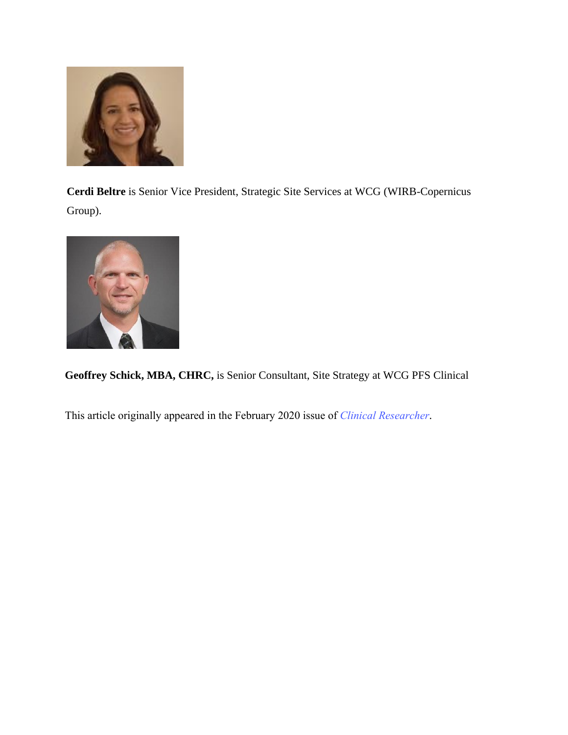**Cerdi Beltre** is Senior Vice President, Strategic Site Services at WCG (WIRB-Copernicus Group).

**Geoffrey Schick, MBA, CHRC,** is Senior Consultant, Site Strategy at WCG PFS Clinical

This article originally appeared in the February 2020 issue of *Clinical Researcher*.